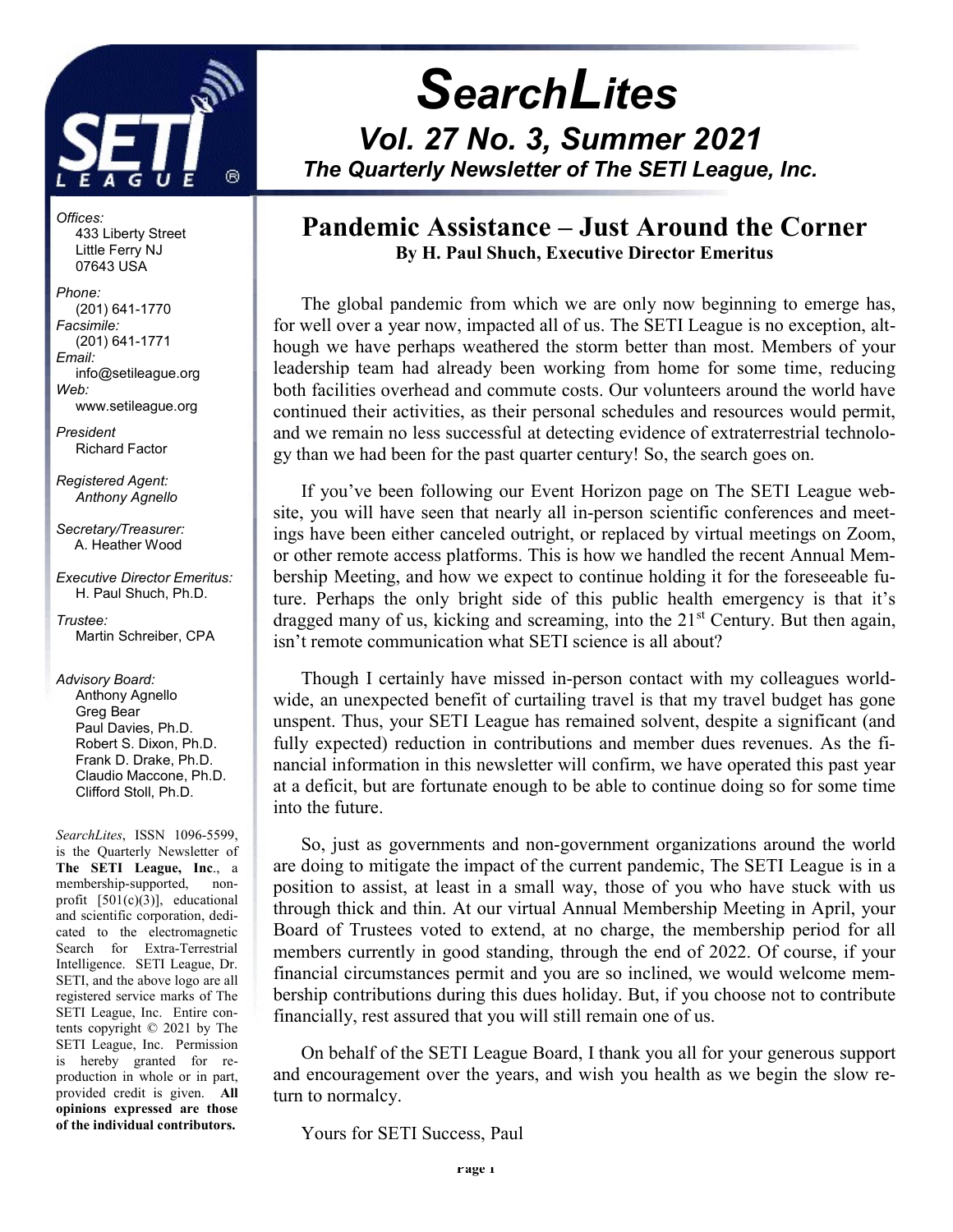# SearchLites

## Vol. 27 No. 3, Summer 2021

### The Quarterly Newsletter of The SETI League, Inc.

*Offices:*
433 Liberty Street
Little Ferry NJ
07643 USA

*Phone:*
(201) 641-1770
*Facsimile:*
(201) 641-1771
*Email:*
info@setileague.org
*Web:*
www.setileague.org

*President*
Richard Factor

*Registered Agent:*
*Anthony Agnello*

*Secretary/Treasurer:*
A. Heather Wood

*Executive Director Emeritus:*
H. Paul Shuch, Ph.D.

*Trustee:*
Martin Schreiber, CPA

*Advisory Board:*
Anthony Agnello
Greg Bear
Paul Davies, Ph.D.
Robert S. Dixon, Ph.D.
Frank D. Drake, Ph.D.
Claudio Maccone, Ph.D.
Clifford Stoll, Ph.D.

*SearchLites*, ISSN 1096-5599, is the Quarterly Newsletter of **The SETI League, Inc**., a membership-supported, non-profit [501(c)(3)], educational and scientific corporation, dedicated to the electromagnetic Search for Extra-Terrestrial Intelligence. SETI League, Dr. SETI, and the above logo are all registered service marks of The SETI League, Inc. Entire contents copyright © 2021 by The SETI League, Inc. Permission is hereby granted for reproduction in whole or in part, provided credit is given. **All opinions expressed are those of the individual contributors.**

## Pandemic Assistance – Just Around the Corner

**By H. Paul Shuch, Executive Director Emeritus**

The global pandemic from which we are only now beginning to emerge has, for well over a year now, impacted all of us. The SETI League is no exception, although we have perhaps weathered the storm better than most. Members of your leadership team had already been working from home for some time, reducing both facilities overhead and commute costs. Our volunteers around the world have continued their activities, as their personal schedules and resources would permit, and we remain no less successful at detecting evidence of extraterrestrial technology than we had been for the past quarter century! So, the search goes on.

If you've been following our Event Horizon page on The SETI League website, you will have seen that nearly all in-person scientific conferences and meetings have been either canceled outright, or replaced by virtual meetings on Zoom, or other remote access platforms. This is how we handled the recent Annual Membership Meeting, and how we expect to continue holding it for the foreseeable future. Perhaps the only bright side of this public health emergency is that it's dragged many of us, kicking and screaming, into the 21st Century. But then again, isn't remote communication what SETI science is all about?

Though I certainly have missed in-person contact with my colleagues worldwide, an unexpected benefit of curtailing travel is that my travel budget has gone unspent. Thus, your SETI League has remained solvent, despite a significant (and fully expected) reduction in contributions and member dues revenues. As the financial information in this newsletter will confirm, we have operated this past year at a deficit, but are fortunate enough to be able to continue doing so for some time into the future.

So, just as governments and non-government organizations around the world are doing to mitigate the impact of the current pandemic, The SETI League is in a position to assist, at least in a small way, those of you who have stuck with us through thick and thin. At our virtual Annual Membership Meeting in April, your Board of Trustees voted to extend, at no charge, the membership period for all members currently in good standing, through the end of 2022. Of course, if your financial circumstances permit and you are so inclined, we would welcome membership contributions during this dues holiday. But, if you choose not to contribute financially, rest assured that you will still remain one of us.

On behalf of the SETI League Board, I thank you all for your generous support and encouragement over the years, and wish you health as we begin the slow return to normalcy.

Yours for SETI Success, Paul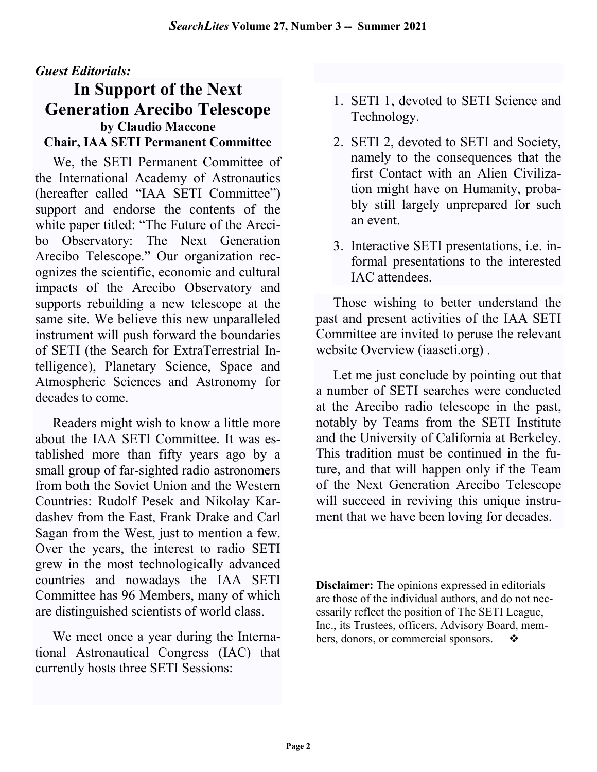*Guest Editorials:*

# In Support of the Next Generation Arecibo Telescope

**by Claudio Maccone**
**Chair, IAA SETI Permanent Committee**

We, the SETI Permanent Committee of the International Academy of Astronautics (hereafter called "IAA SETI Committee") support and endorse the contents of the white paper titled: "The Future of the Arecibo Observatory: The Next Generation Arecibo Telescope." Our organization recognizes the scientific, economic and cultural impacts of the Arecibo Observatory and supports rebuilding a new telescope at the same site. We believe this new unparalleled instrument will push forward the boundaries of SETI (the Search for ExtraTerrestrial Intelligence), Planetary Science, Space and Atmospheric Sciences and Astronomy for decades to come.

Readers might wish to know a little more about the IAA SETI Committee. It was established more than fifty years ago by a small group of far-sighted radio astronomers from both the Soviet Union and the Western Countries: Rudolf Pesek and Nikolay Kardashev from the East, Frank Drake and Carl Sagan from the West, just to mention a few. Over the years, the interest to radio SETI grew in the most technologically advanced countries and nowadays the IAA SETI Committee has 96 Members, many of which are distinguished scientists of world class.

We meet once a year during the International Astronautical Congress (IAC) that currently hosts three SETI Sessions:

1. SETI 1, devoted to SETI Science and Technology.
2. SETI 2, devoted to SETI and Society, namely to the consequences that the first Contact with an Alien Civilization might have on Humanity, probably still largely unprepared for such an event.
3. Interactive SETI presentations, i.e. informal presentations to the interested IAC attendees.

Those wishing to better understand the past and present activities of the IAA SETI Committee are invited to peruse the relevant website Overview (iaaseti.org) .

Let me just conclude by pointing out that a number of SETI searches were conducted at the Arecibo radio telescope in the past, notably by Teams from the SETI Institute and the University of California at Berkeley. This tradition must be continued in the future, and that will happen only if the Team of the Next Generation Arecibo Telescope will succeed in reviving this unique instrument that we have been loving for decades.

**Disclaimer:** The opinions expressed in editorials are those of the individual authors, and do not necessarily reflect the position of The SETI League, Inc., its Trustees, officers, Advisory Board, members, donors, or commercial sponsors. ❖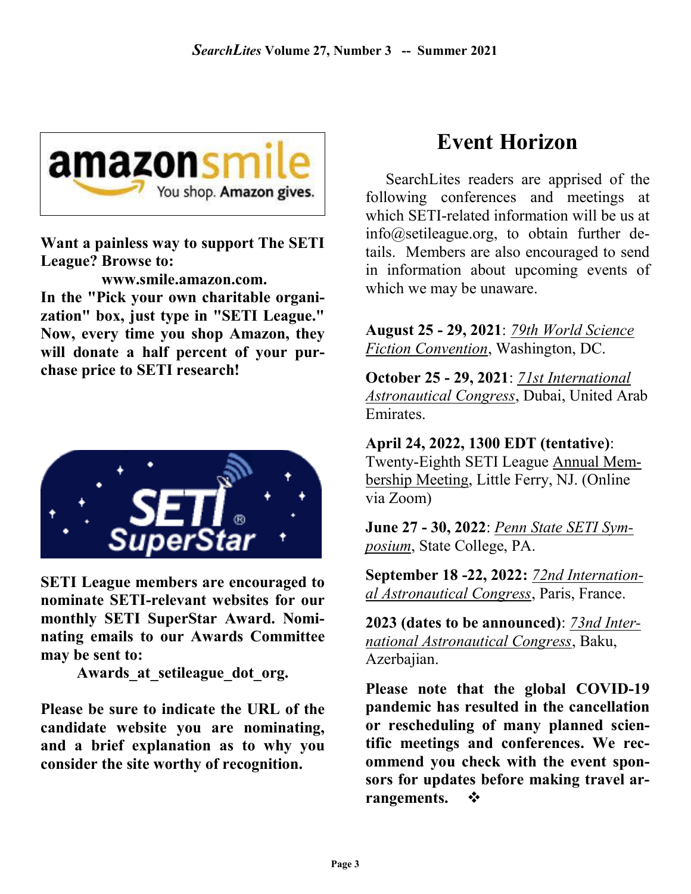**Want a painless way to support The SETI League? Browse to:**

**www.smile.amazon.com.**

**In the "Pick your own charitable organization" box, just type in "SETI League." Now, every time you shop Amazon, they will donate a half percent of your purchase price to SETI research!**

**SETI League members are encouraged to nominate SETI-relevant websites for our monthly SETI SuperStar Award. Nominating emails to our Awards Committee may be sent to:**

**Awards_at_setileague_dot_org.**

**Please be sure to indicate the URL of the candidate website you are nominating, and a brief explanation as to why you consider the site worthy of recognition.**

# Event Horizon

SearchLites readers are apprised of the following conferences and meetings at which SETI-related information will be us at info@setileague.org, to obtain further details. Members are also encouraged to send in information about upcoming events of which we may be unaware.

**August 25 - 29, 2021**: *79th World Science Fiction Convention*, Washington, DC.

**October 25 - 29, 2021**: *71st International Astronautical Congress*, Dubai, United Arab Emirates.

**April 24, 2022, 1300 EDT (tentative)**: Twenty-Eighth SETI League Annual Membership Meeting, Little Ferry, NJ. (Online via Zoom)

**June 27 - 30, 2022**: *Penn State SETI Symposium*, State College, PA.

**September 18 -22, 2022:** *72nd International Astronautical Congress*, Paris, France.

**2023 (dates to be announced)**: *73nd International Astronautical Congress*, Baku, Azerbajian.

**Please note that the global COVID-19 pandemic has resulted in the cancellation or rescheduling of many planned scientific meetings and conferences. We recommend you check with the event sponsors for updates before making travel arrangements.** ❖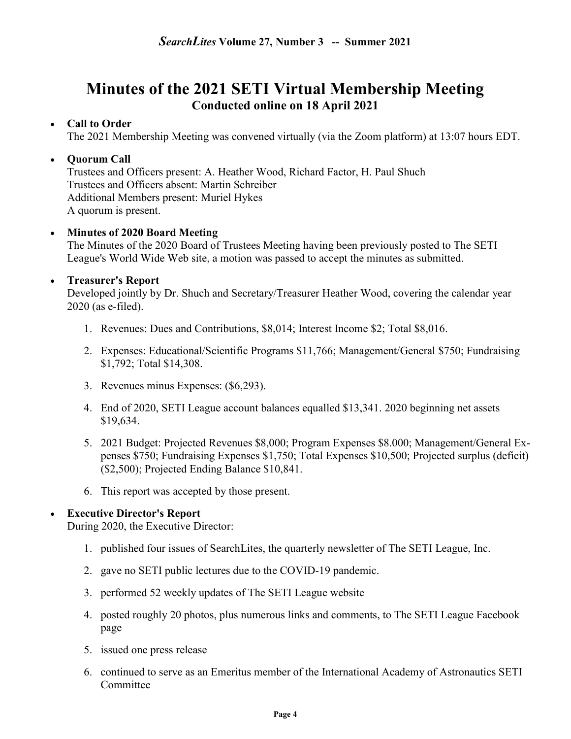# Minutes of the 2021 SETI Virtual Membership Meeting

## Conducted online on 18 April 2021

- **Call to Order**
  The 2021 Membership Meeting was convened virtually (via the Zoom platform) at 13:07 hours EDT.

- **Quorum Call**
  Trustees and Officers present: A. Heather Wood, Richard Factor, H. Paul Shuch
  Trustees and Officers absent: Martin Schreiber
  Additional Members present: Muriel Hykes
  A quorum is present.

- **Minutes of 2020 Board Meeting**
  The Minutes of the 2020 Board of Trustees Meeting having been previously posted to The SETI League's World Wide Web site, a motion was passed to accept the minutes as submitted.

- **Treasurer's Report**
  Developed jointly by Dr. Shuch and Secretary/Treasurer Heather Wood, covering the calendar year 2020 (as e-filed).

  1. Revenues: Dues and Contributions, $8,014; Interest Income $2; Total $8,016.
  2. Expenses: Educational/Scientific Programs $11,766; Management/General $750; Fundraising $1,792; Total $14,308.
  3. Revenues minus Expenses: ($6,293).
  4. End of 2020, SETI League account balances equalled $13,341. 2020 beginning net assets $19,634.
  5. 2021 Budget: Projected Revenues $8,000; Program Expenses $8.000; Management/General Expenses $750; Fundraising Expenses $1,750; Total Expenses $10,500; Projected surplus (deficit) ($2,500); Projected Ending Balance $10,841.
  6. This report was accepted by those present.

- **Executive Director's Report**
  During 2020, the Executive Director:

  1. published four issues of SearchLites, the quarterly newsletter of The SETI League, Inc.
  2. gave no SETI public lectures due to the COVID-19 pandemic.
  3. performed 52 weekly updates of The SETI League website
  4. posted roughly 20 photos, plus numerous links and comments, to The SETI League Facebook page
  5. issued one press release
  6. continued to serve as an Emeritus member of the International Academy of Astronautics SETI Committee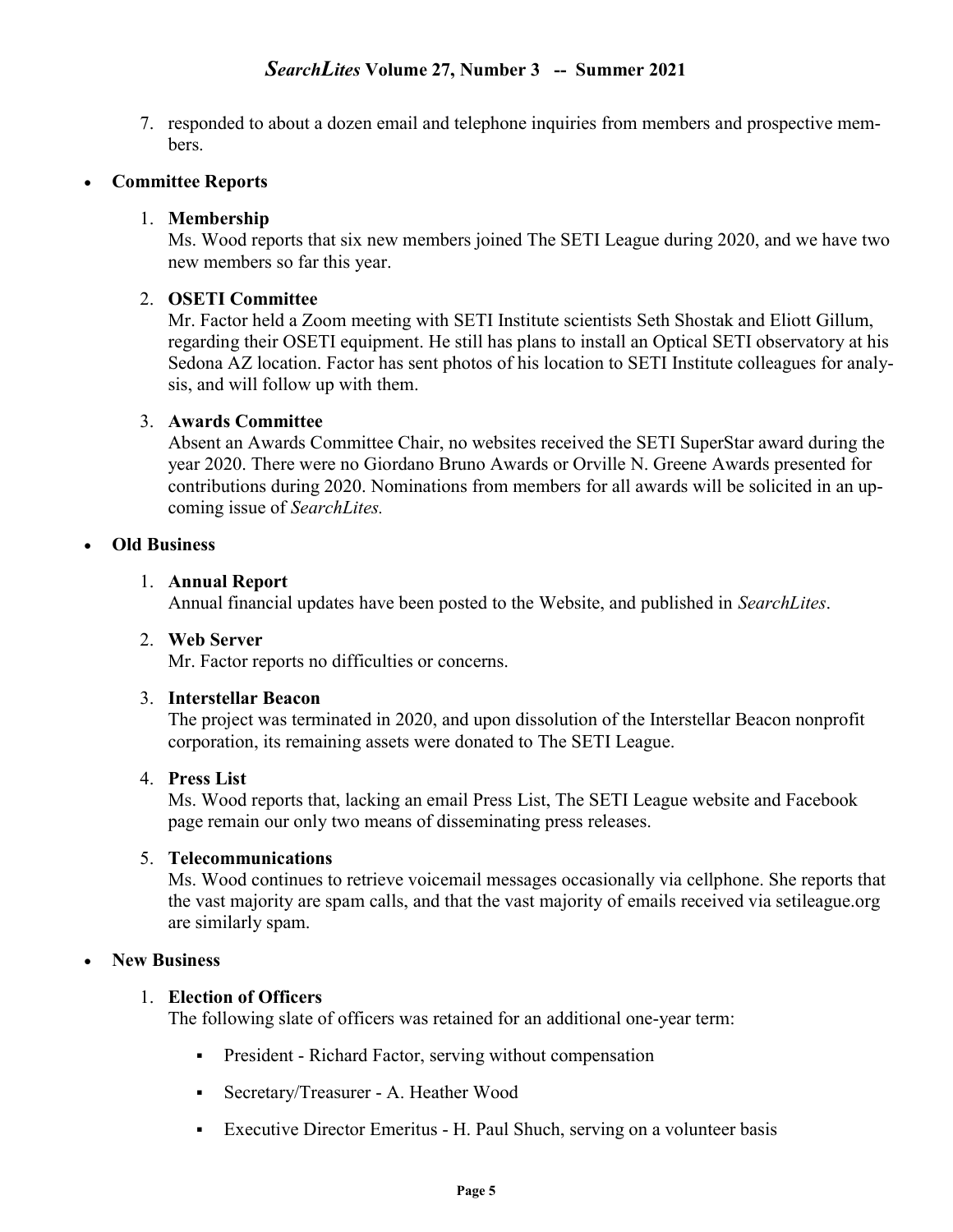7. responded to about a dozen email and telephone inquiries from members and prospective members.

- **Committee Reports**

  1. **Membership**
     Ms. Wood reports that six new members joined The SETI League during 2020, and we have two new members so far this year.

  2. **OSETI Committee**
     Mr. Factor held a Zoom meeting with SETI Institute scientists Seth Shostak and Eliott Gillum, regarding their OSETI equipment. He still has plans to install an Optical SETI observatory at his Sedona AZ location. Factor has sent photos of his location to SETI Institute colleagues for analysis, and will follow up with them.

  3. **Awards Committee**
     Absent an Awards Committee Chair, no websites received the SETI SuperStar award during the year 2020. There were no Giordano Bruno Awards or Orville N. Greene Awards presented for contributions during 2020. Nominations from members for all awards will be solicited in an upcoming issue of *SearchLites.*

- **Old Business**

  1. **Annual Report**
     Annual financial updates have been posted to the Website, and published in *SearchLites*.

  2. **Web Server**
     Mr. Factor reports no difficulties or concerns.

  3. **Interstellar Beacon**
     The project was terminated in 2020, and upon dissolution of the Interstellar Beacon nonprofit corporation, its remaining assets were donated to The SETI League.

  4. **Press List**
     Ms. Wood reports that, lacking an email Press List, The SETI League website and Facebook page remain our only two means of disseminating press releases.

  5. **Telecommunications**
     Ms. Wood continues to retrieve voicemail messages occasionally via cellphone. She reports that the vast majority are spam calls, and that the vast majority of emails received via setileague.org are similarly spam.

- **New Business**

  1. **Election of Officers**
     The following slate of officers was retained for an additional one-year term:

     - President - Richard Factor, serving without compensation
     - Secretary/Treasurer - A. Heather Wood
     - Executive Director Emeritus - H. Paul Shuch, serving on a volunteer basis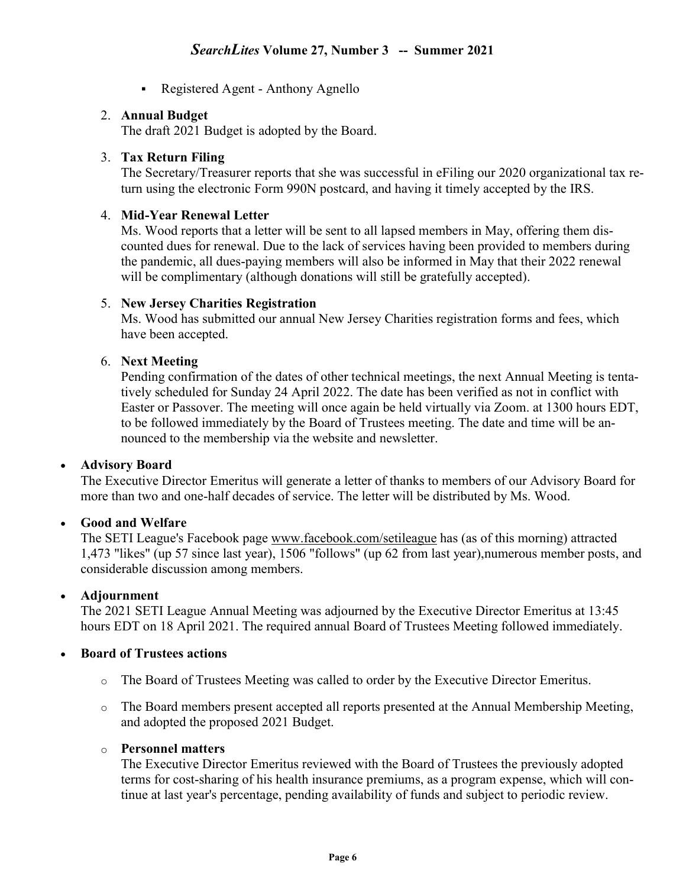- Registered Agent - Anthony Agnello

2. **Annual Budget**
   The draft 2021 Budget is adopted by the Board.

3. **Tax Return Filing**
   The Secretary/Treasurer reports that she was successful in eFiling our 2020 organizational tax return using the electronic Form 990N postcard, and having it timely accepted by the IRS.

4. **Mid-Year Renewal Letter**
   Ms. Wood reports that a letter will be sent to all lapsed members in May, offering them discounted dues for renewal. Due to the lack of services having been provided to members during the pandemic, all dues-paying members will also be informed in May that their 2022 renewal will be complimentary (although donations will still be gratefully accepted).

5. **New Jersey Charities Registration**
   Ms. Wood has submitted our annual New Jersey Charities registration forms and fees, which have been accepted.

6. **Next Meeting**
   Pending confirmation of the dates of other technical meetings, the next Annual Meeting is tentatively scheduled for Sunday 24 April 2022. The date has been verified as not in conflict with Easter or Passover. The meeting will once again be held virtually via Zoom. at 1300 hours EDT, to be followed immediately by the Board of Trustees meeting. The date and time will be announced to the membership via the website and newsletter.

- **Advisory Board**
  The Executive Director Emeritus will generate a letter of thanks to members of our Advisory Board for more than two and one-half decades of service. The letter will be distributed by Ms. Wood.

- **Good and Welfare**
  The SETI League's Facebook page www.facebook.com/setileague has (as of this morning) attracted 1,473 "likes" (up 57 since last year), 1506 "follows" (up 62 from last year),numerous member posts, and considerable discussion among members.

- **Adjournment**
  The 2021 SETI League Annual Meeting was adjourned by the Executive Director Emeritus at 13:45 hours EDT on 18 April 2021. The required annual Board of Trustees Meeting followed immediately.

- **Board of Trustees actions**
  - The Board of Trustees Meeting was called to order by the Executive Director Emeritus.
  - The Board members present accepted all reports presented at the Annual Membership Meeting, and adopted the proposed 2021 Budget.
  - **Personnel matters**
    The Executive Director Emeritus reviewed with the Board of Trustees the previously adopted terms for cost-sharing of his health insurance premiums, as a program expense, which will continue at last year's percentage, pending availability of funds and subject to periodic review.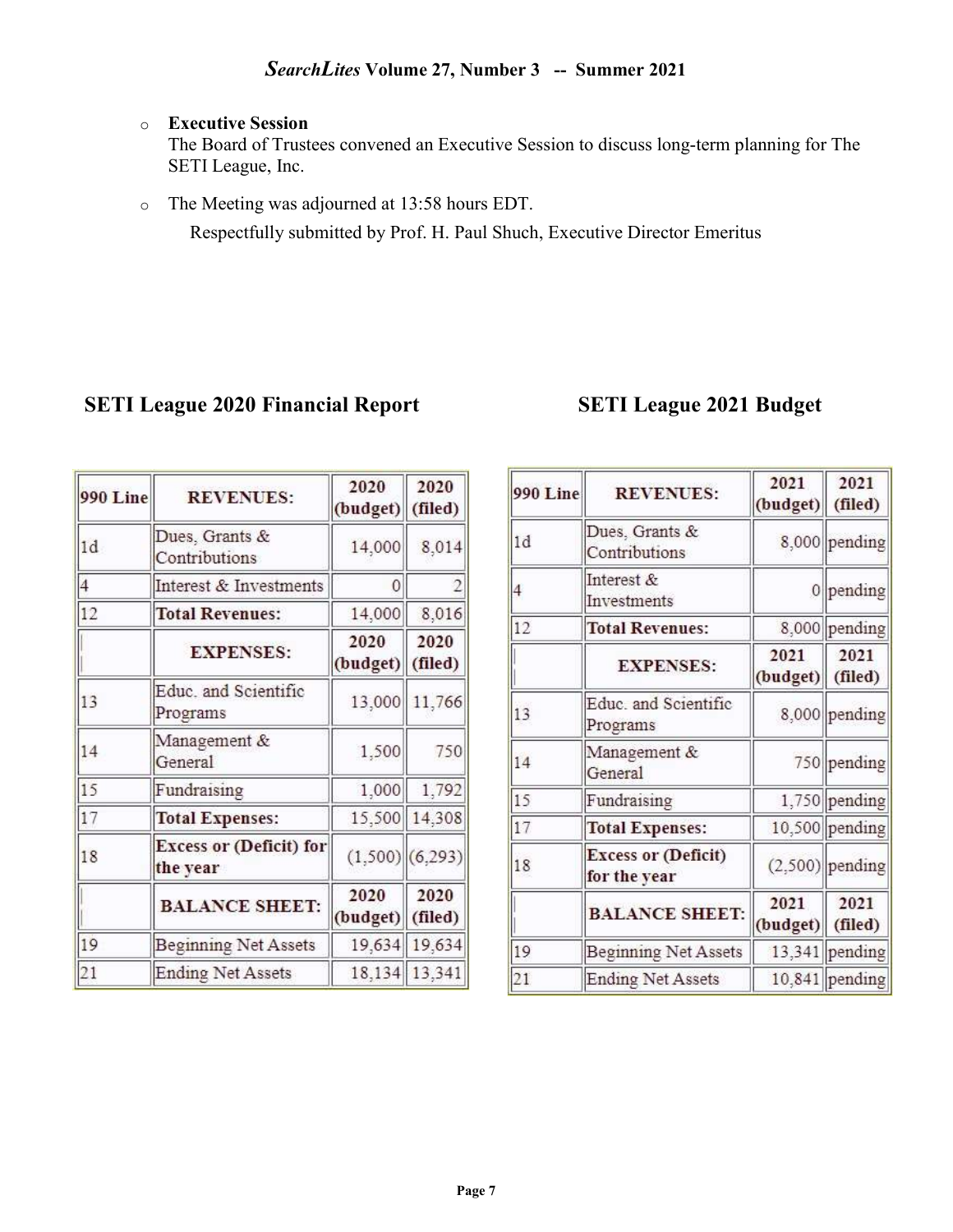- **Executive Session**
  The Board of Trustees convened an Executive Session to discuss long-term planning for The SETI League, Inc.

- The Meeting was adjourned at 13:58 hours EDT.

  Respectfully submitted by Prof. H. Paul Shuch, Executive Director Emeritus

## SETI League 2020 Financial Report

| 990 Line | REVENUES: | 2020 (budget) | 2020 (filed) |
|---|---|---|---|
| 1d | Dues, Grants & Contributions | 14,000 | 8,014 |
| 4 | Interest & Investments | 0 | 2 |
| 12 | **Total Revenues:** | 14,000 | 8,016 |
| | **EXPENSES:** | **2020 (budget)** | **2020 (filed)** |
| 13 | Educ. and Scientific Programs | 13,000 | 11,766 |
| 14 | Management & General | 1,500 | 750 |
| 15 | Fundraising | 1,000 | 1,792 |
| 17 | **Total Expenses:** | 15,500 | 14,308 |
| 18 | **Excess or (Deficit) for the year** | (1,500) | (6,293) |
| | **BALANCE SHEET:** | **2020 (budget)** | **2020 (filed)** |
| 19 | Beginning Net Assets | 19,634 | 19,634 |
| 21 | Ending Net Assets | 18,134 | 13,341 |

## SETI League 2021 Budget

| 990 Line | REVENUES: | 2021 (budget) | 2021 (filed) |
|---|---|---|---|
| 1d | Dues, Grants & Contributions | 8,000 | pending |
| 4 | Interest & Investments | 0 | pending |
| 12 | **Total Revenues:** | 8,000 | pending |
| | **EXPENSES:** | **2021 (budget)** | **2021 (filed)** |
| 13 | Educ. and Scientific Programs | 8,000 | pending |
| 14 | Management & General | 750 | pending |
| 15 | Fundraising | 1,750 | pending |
| 17 | **Total Expenses:** | 10,500 | pending |
| 18 | **Excess or (Deficit) for the year** | (2,500) | pending |
| | **BALANCE SHEET:** | **2021 (budget)** | **2021 (filed)** |
| 19 | Beginning Net Assets | 13,341 | pending |
| 21 | Ending Net Assets | 10,841 | pending |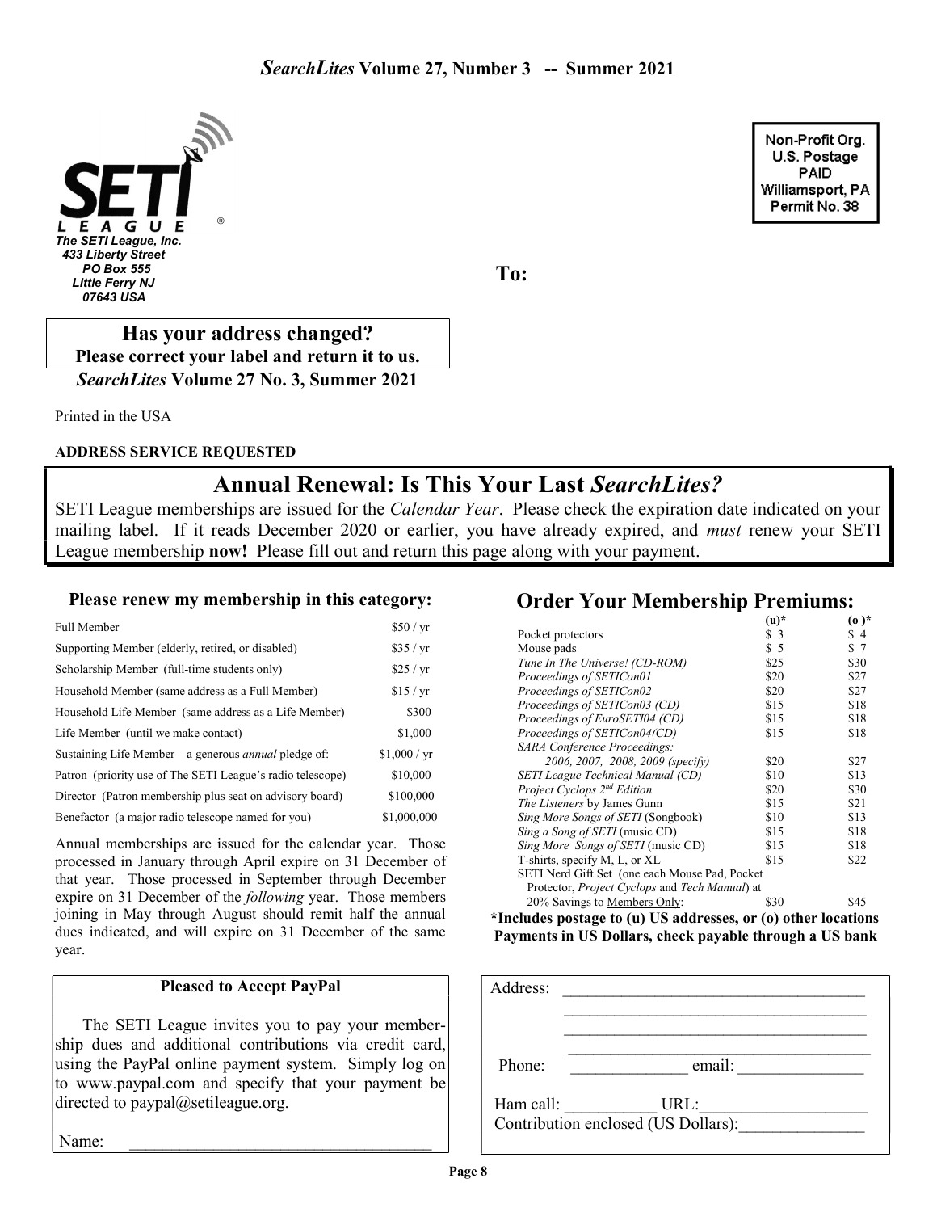*The SETI League, Inc.*
*433 Liberty Street*
*PO Box 555*
*Little Ferry NJ*
*07643 USA*

Non-Profit Org.
U.S. Postage
PAID
Williamsport, PA
Permit No. 38

**To:**

**Has your address changed?**
**Please correct your label and return it to us.**

***SearchLites* Volume 27 No. 3, Summer 2021**

Printed in the USA

**ADDRESS SERVICE REQUESTED**

## Annual Renewal: Is This Your Last *SearchLites?*

SETI League memberships are issued for the *Calendar Year*. Please check the expiration date indicated on your mailing label. If it reads December 2020 or earlier, you have already expired, and *must* renew your SETI League membership **now!** Please fill out and return this page along with your payment.

### Please renew my membership in this category:

| | |
|---|---|
| Full Member | $50 / yr |
| Supporting Member (elderly, retired, or disabled) | $35 / yr |
| Scholarship Member (full-time students only) | $25 / yr |
| Household Member (same address as a Full Member) | $15 / yr |
| Household Life Member (same address as a Life Member) | $300 |
| Life Member (until we make contact) | $1,000 |
| Sustaining Life Member – a generous *annual* pledge of: | $1,000 / yr |
| Patron (priority use of The SETI League's radio telescope) | $10,000 |
| Director (Patron membership plus seat on advisory board) | $100,000 |
| Benefactor (a major radio telescope named for you) | $1,000,000 |

Annual memberships are issued for the calendar year. Those processed in January through April expire on 31 December of that year. Those processed in September through December expire on 31 December of the *following* year. Those members joining in May through August should remit half the annual dues indicated, and will expire on 31 December of the same year.

**Pleased to Accept PayPal**

The SETI League invites you to pay your membership dues and additional contributions via credit card, using the PayPal online payment system. Simply log on to www.paypal.com and specify that your payment be directed to paypal@setileague.org.

Name: ____________________________________

## Order Your Membership Premiums:

| | (u)* | (o )* |
|---|---|---|
| Pocket protectors | $ 3 | $ 4 |
| Mouse pads | $ 5 | $ 7 |
| *Tune In The Universe! (CD-ROM)* | $25 | $30 |
| *Proceedings of SETICon01* | $20 | $27 |
| *Proceedings of SETICon02* | $20 | $27 |
| *Proceedings of SETICon03 (CD)* | $15 | $18 |
| *Proceedings of EuroSETI04 (CD)* | $15 | $18 |
| *Proceedings of SETICon04(CD)* | $15 | $18 |
| *SARA Conference Proceedings: 2006, 2007, 2008, 2009 (specify)* | $20 | $27 |
| *SETI League Technical Manual (CD)* | $10 | $13 |
| *Project Cyclops 2nd Edition* | $20 | $30 |
| *The Listeners* by James Gunn | $15 | $21 |
| *Sing More Songs of SETI* (Songbook) | $10 | $13 |
| *Sing a Song of SETI* (music CD) | $15 | $18 |
| *Sing More Songs of SETI* (music CD) | $15 | $18 |
| T-shirts, specify M, L, or XL | $15 | $22 |
| SETI Nerd Gift Set (one each Mouse Pad, Pocket Protector, *Project Cyclops* and *Tech Manual*) at 20% Savings to Members Only: | $30 | $45 |

**\*Includes postage to (u) US addresses, or (o) other locations**
**Payments in US Dollars, check payable through a US bank**

Address: ____________________________________
____________________________________
____________________________________
____________________________________

Phone: ______________ email: _______________

Ham call: ___________ URL:____________________

Contribution enclosed (US Dollars):_______________